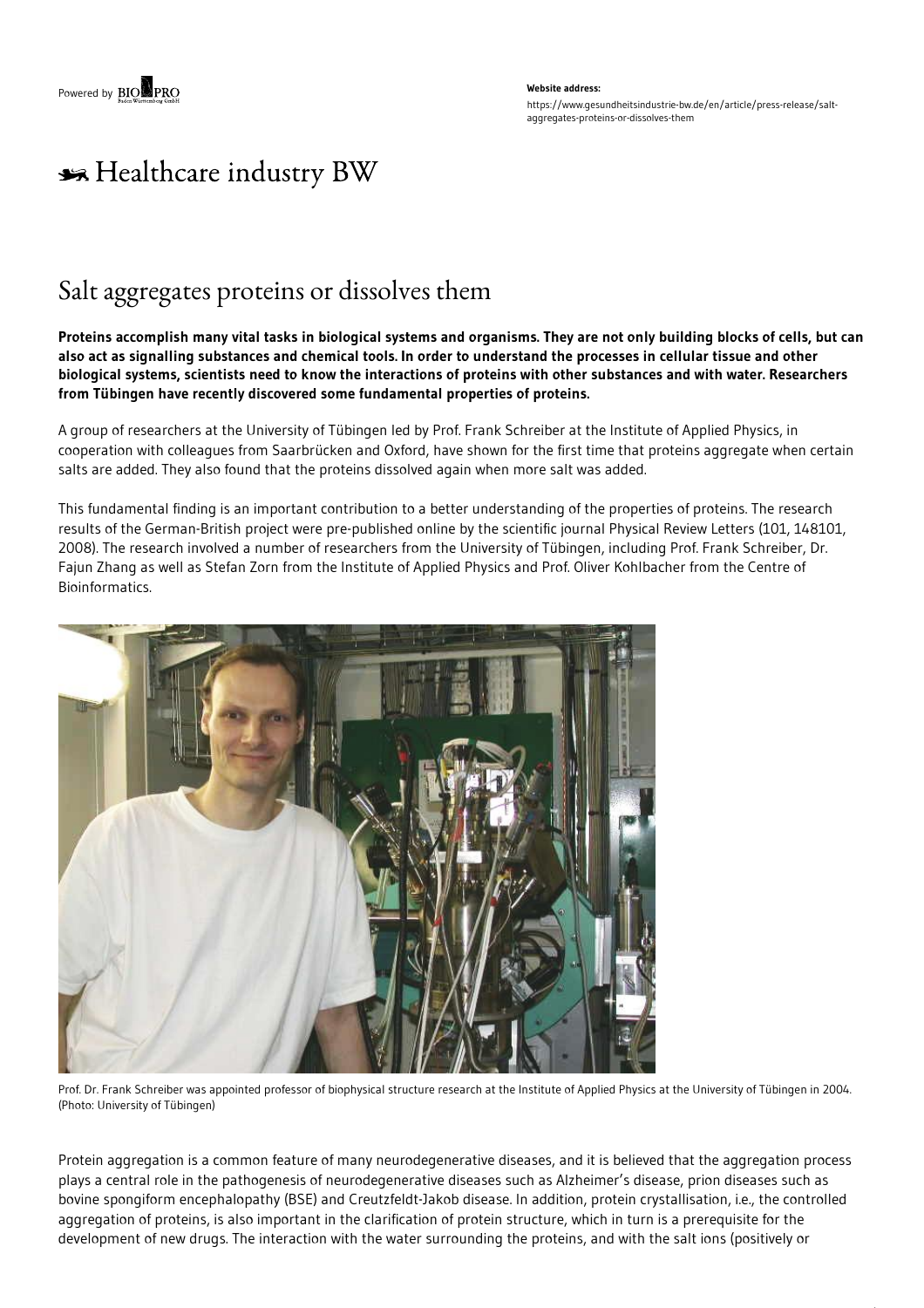Powered by BIOPRO

**Website address:**

https://www.gesundheitsindustrie-bw.de/en/article/press-release/salt-aggregates-proteins-or-dissolves-them

# Healthcare industry BW

## Salt aggregates proteins or dissolves them

**Proteins accomplish many vital tasks in biological systems and organisms. They are not only building blocks of cells, but can also act as signalling substances and chemical tools. In order to understand the processes in cellular tissue and other biological systems, scientists need to know the interactions of proteins with other substances and with water. Researchers from Tübingen have recently discovered some fundamental properties of proteins.**

A group of researchers at the University of Tübingen led by Prof. Frank Schreiber at the Institute of Applied Physics, in cooperation with colleagues from Saarbrücken and Oxford, have shown for the first time that proteins aggregate when certain salts are added. They also found that the proteins dissolved again when more salt was added.

This fundamental finding is an important contribution to a better understanding of the properties of proteins. The research results of the German-British project were pre-published online by the scientific journal Physical Review Letters (101, 148101, 2008). The research involved a number of researchers from the University of Tübingen, including Prof. Frank Schreiber, Dr. Fajun Zhang as well as Stefan Zorn from the Institute of Applied Physics and Prof. Oliver Kohlbacher from the Centre of Bioinformatics.

Prof. Dr. Frank Schreiber was appointed professor of biophysical structure research at the Institute of Applied Physics at the University of Tübingen in 2004. (Photo: University of Tübingen)

Protein aggregation is a common feature of many neurodegenerative diseases, and it is believed that the aggregation process plays a central role in the pathogenesis of neurodegenerative diseases such as Alzheimer's disease, prion diseases such as bovine spongiform encephalopathy (BSE) and Creutzfeldt-Jakob disease. In addition, protein crystallisation, i.e., the controlled aggregation of proteins, is also important in the clarification of protein structure, which in turn is a prerequisite for the development of new drugs. The interaction with the water surrounding the proteins, and with the salt ions (positively or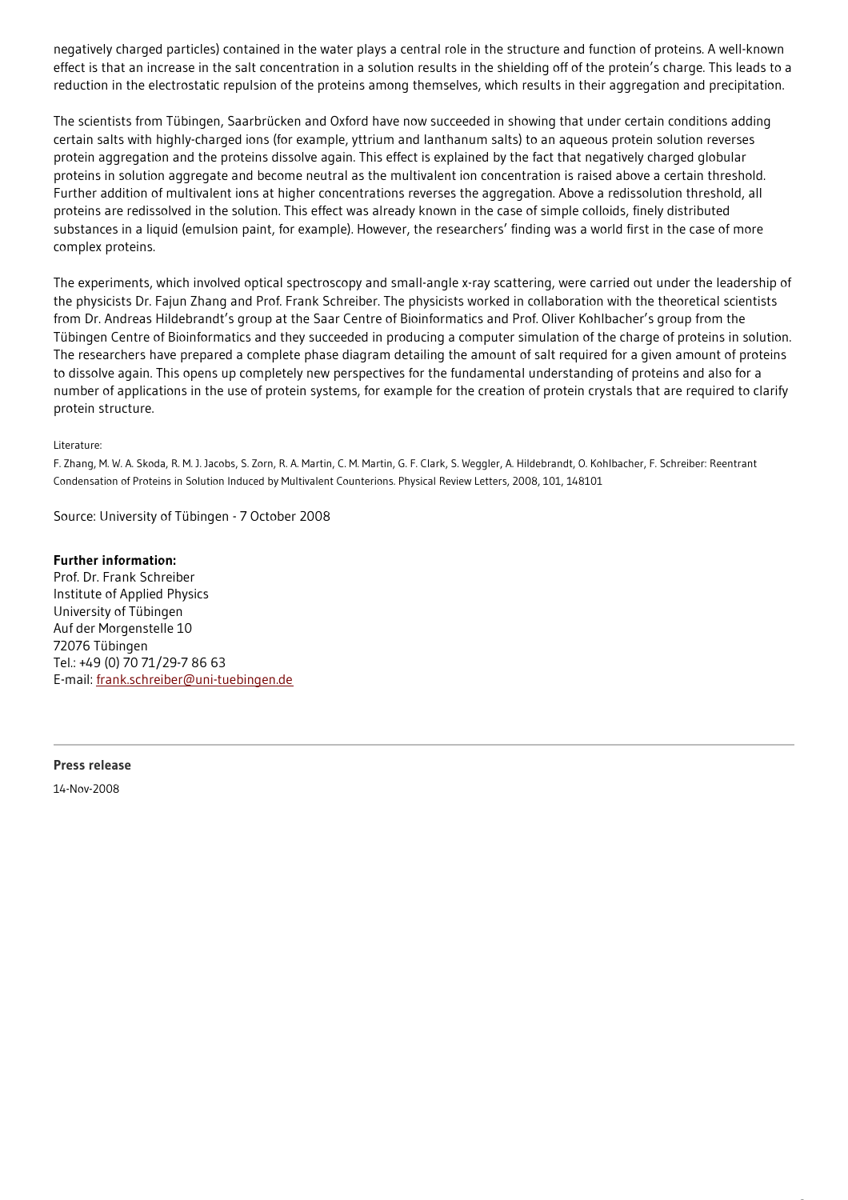negatively charged particles) contained in the water plays a central role in the structure and function of proteins. A well-known effect is that an increase in the salt concentration in a solution results in the shielding off of the protein's charge. This leads to a reduction in the electrostatic repulsion of the proteins among themselves, which results in their aggregation and precipitation.

The scientists from Tübingen, Saarbrücken and Oxford have now succeeded in showing that under certain conditions adding certain salts with highly-charged ions (for example, yttrium and lanthanum salts) to an aqueous protein solution reverses protein aggregation and the proteins dissolve again. This effect is explained by the fact that negatively charged globular proteins in solution aggregate and become neutral as the multivalent ion concentration is raised above a certain threshold. Further addition of multivalent ions at higher concentrations reverses the aggregation. Above a redissolution threshold, all proteins are redissolved in the solution. This effect was already known in the case of simple colloids, finely distributed substances in a liquid (emulsion paint, for example). However, the researchers' finding was a world first in the case of more complex proteins.

The experiments, which involved optical spectroscopy and small-angle x-ray scattering, were carried out under the leadership of the physicists Dr. Fajun Zhang and Prof. Frank Schreiber. The physicists worked in collaboration with the theoretical scientists from Dr. Andreas Hildebrandt's group at the Saar Centre of Bioinformatics and Prof. Oliver Kohlbacher's group from the Tübingen Centre of Bioinformatics and they succeeded in producing a computer simulation of the charge of proteins in solution. The researchers have prepared a complete phase diagram detailing the amount of salt required for a given amount of proteins to dissolve again. This opens up completely new perspectives for the fundamental understanding of proteins and also for a number of applications in the use of protein systems, for example for the creation of protein crystals that are required to clarify protein structure.

Literature:

F. Zhang, M. W. A. Skoda, R. M. J. Jacobs, S. Zorn, R. A. Martin, C. M. Martin, G. F. Clark, S. Weggler, A. Hildebrandt, O. Kohlbacher, F. Schreiber: Reentrant Condensation of Proteins in Solution Induced by Multivalent Counterions. Physical Review Letters, 2008, 101, 148101

Source: University of Tübingen - 7 October 2008

**Further information:**
Prof. Dr. Frank Schreiber
Institute of Applied Physics
University of Tübingen
Auf der Morgenstelle 10
72076 Tübingen
Tel.: +49 (0) 70 71/29-7 86 63
E-mail: frank.schreiber@uni-tuebingen.de

---

**Press release**

14-Nov-2008